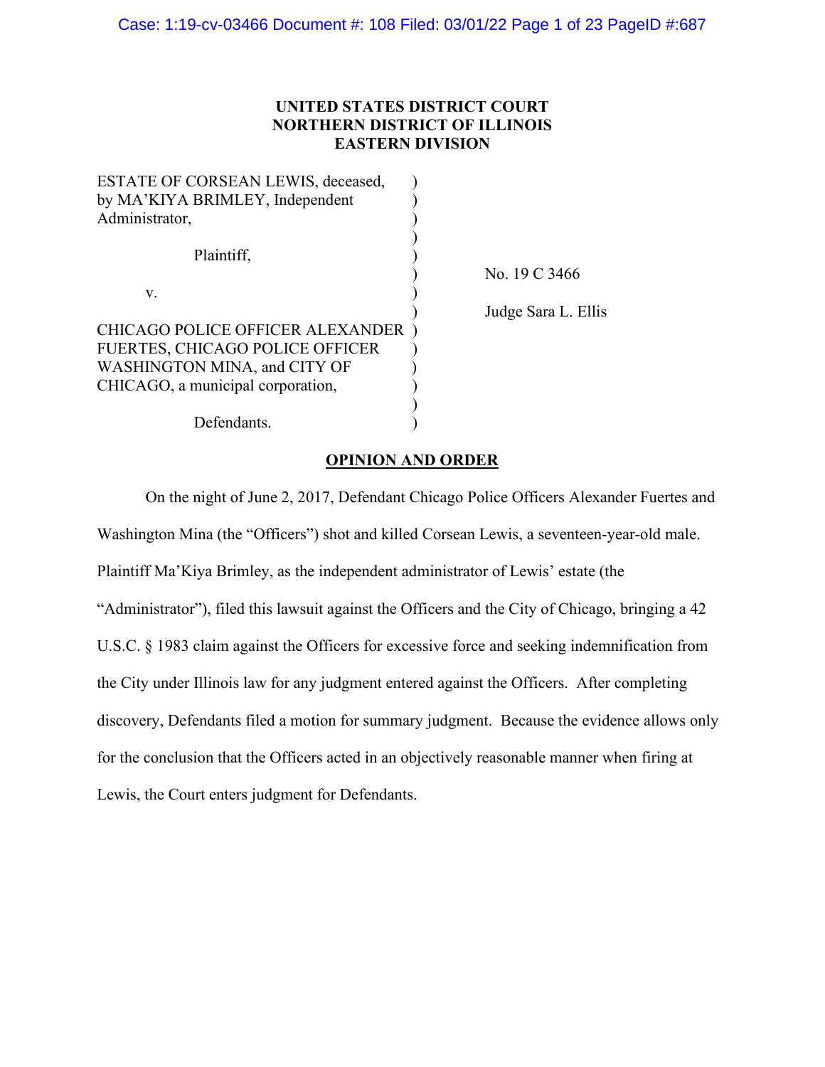**UNITED STATES DISTRICT COURT**
**NORTHERN DISTRICT OF ILLINOIS**
**EASTERN DIVISION**

| | | |
|---|---|---|
| ESTATE OF CORSEAN LEWIS, deceased, by MA'KIYA BRIMLEY, Independent Administrator, | ) | |
| Plaintiff, | ) | No. 19 C 3466 |
| v. | ) | Judge Sara L. Ellis |
| CHICAGO POLICE OFFICER ALEXANDER FUERTES, CHICAGO POLICE OFFICER WASHINGTON MINA, and CITY OF CHICAGO, a municipal corporation, | ) | |
| Defendants. | ) | |

**OPINION AND ORDER**

On the night of June 2, 2017, Defendant Chicago Police Officers Alexander Fuertes and Washington Mina (the "Officers") shot and killed Corsean Lewis, a seventeen-year-old male. Plaintiff Ma'Kiya Brimley, as the independent administrator of Lewis' estate (the "Administrator"), filed this lawsuit against the Officers and the City of Chicago, bringing a 42 U.S.C. § 1983 claim against the Officers for excessive force and seeking indemnification from the City under Illinois law for any judgment entered against the Officers. After completing discovery, Defendants filed a motion for summary judgment. Because the evidence allows only for the conclusion that the Officers acted in an objectively reasonable manner when firing at Lewis, the Court enters judgment for Defendants.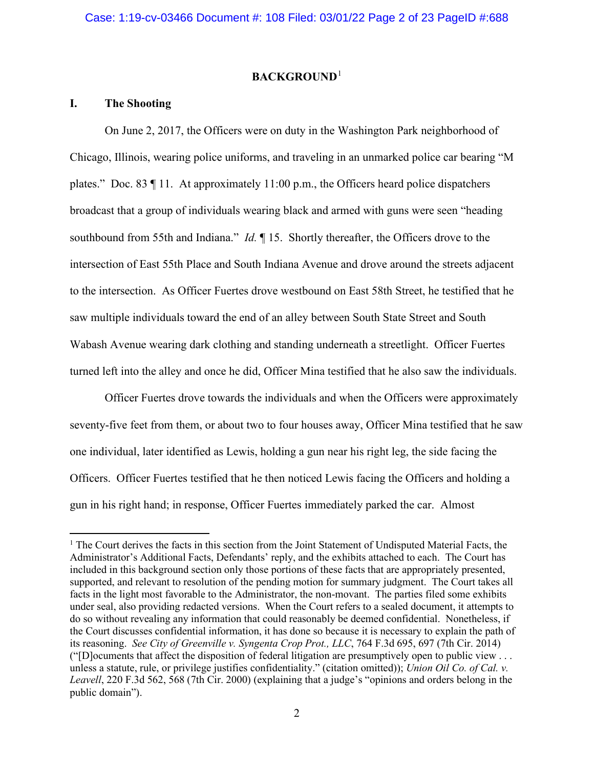## BACKGROUND[1]

### I. The Shooting

On June 2, 2017, the Officers were on duty in the Washington Park neighborhood of Chicago, Illinois, wearing police uniforms, and traveling in an unmarked police car bearing "M plates." Doc. 83 ¶ 11. At approximately 11:00 p.m., the Officers heard police dispatchers broadcast that a group of individuals wearing black and armed with guns were seen "heading southbound from 55th and Indiana." *Id.* ¶ 15. Shortly thereafter, the Officers drove to the intersection of East 55th Place and South Indiana Avenue and drove around the streets adjacent to the intersection. As Officer Fuertes drove westbound on East 58th Street, he testified that he saw multiple individuals toward the end of an alley between South State Street and South Wabash Avenue wearing dark clothing and standing underneath a streetlight. Officer Fuertes turned left into the alley and once he did, Officer Mina testified that he also saw the individuals.

Officer Fuertes drove towards the individuals and when the Officers were approximately seventy-five feet from them, or about two to four houses away, Officer Mina testified that he saw one individual, later identified as Lewis, holding a gun near his right leg, the side facing the Officers. Officer Fuertes testified that he then noticed Lewis facing the Officers and holding a gun in his right hand; in response, Officer Fuertes immediately parked the car. Almost

---

[1] The Court derives the facts in this section from the Joint Statement of Undisputed Material Facts, the Administrator's Additional Facts, Defendants' reply, and the exhibits attached to each. The Court has included in this background section only those portions of these facts that are appropriately presented, supported, and relevant to resolution of the pending motion for summary judgment. The Court takes all facts in the light most favorable to the Administrator, the non-movant. The parties filed some exhibits under seal, also providing redacted versions. When the Court refers to a sealed document, it attempts to do so without revealing any information that could reasonably be deemed confidential. Nonetheless, if the Court discusses confidential information, it has done so because it is necessary to explain the path of its reasoning. *See City of Greenville v. Syngenta Crop Prot., LLC*, 764 F.3d 695, 697 (7th Cir. 2014) ("[D]ocuments that affect the disposition of federal litigation are presumptively open to public view . . . unless a statute, rule, or privilege justifies confidentiality." (citation omitted)); *Union Oil Co. of Cal. v. Leavell*, 220 F.3d 562, 568 (7th Cir. 2000) (explaining that a judge's "opinions and orders belong in the public domain").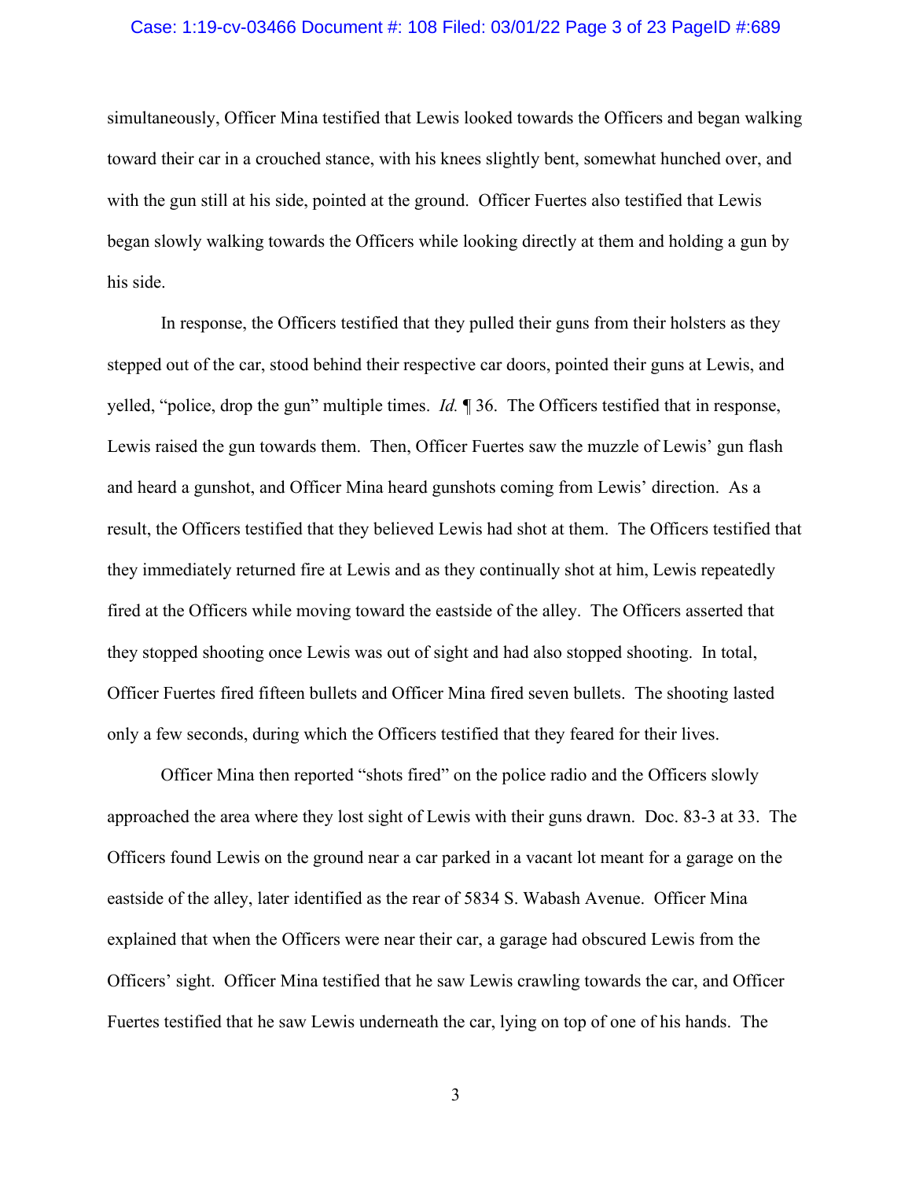simultaneously, Officer Mina testified that Lewis looked towards the Officers and began walking toward their car in a crouched stance, with his knees slightly bent, somewhat hunched over, and with the gun still at his side, pointed at the ground. Officer Fuertes also testified that Lewis began slowly walking towards the Officers while looking directly at them and holding a gun by his side.

In response, the Officers testified that they pulled their guns from their holsters as they stepped out of the car, stood behind their respective car doors, pointed their guns at Lewis, and yelled, "police, drop the gun" multiple times. *Id.* ¶ 36. The Officers testified that in response, Lewis raised the gun towards them. Then, Officer Fuertes saw the muzzle of Lewis' gun flash and heard a gunshot, and Officer Mina heard gunshots coming from Lewis' direction. As a result, the Officers testified that they believed Lewis had shot at them. The Officers testified that they immediately returned fire at Lewis and as they continually shot at him, Lewis repeatedly fired at the Officers while moving toward the eastside of the alley. The Officers asserted that they stopped shooting once Lewis was out of sight and had also stopped shooting. In total, Officer Fuertes fired fifteen bullets and Officer Mina fired seven bullets. The shooting lasted only a few seconds, during which the Officers testified that they feared for their lives.

Officer Mina then reported "shots fired" on the police radio and the Officers slowly approached the area where they lost sight of Lewis with their guns drawn. Doc. 83-3 at 33. The Officers found Lewis on the ground near a car parked in a vacant lot meant for a garage on the eastside of the alley, later identified as the rear of 5834 S. Wabash Avenue. Officer Mina explained that when the Officers were near their car, a garage had obscured Lewis from the Officers' sight. Officer Mina testified that he saw Lewis crawling towards the car, and Officer Fuertes testified that he saw Lewis underneath the car, lying on top of one of his hands. The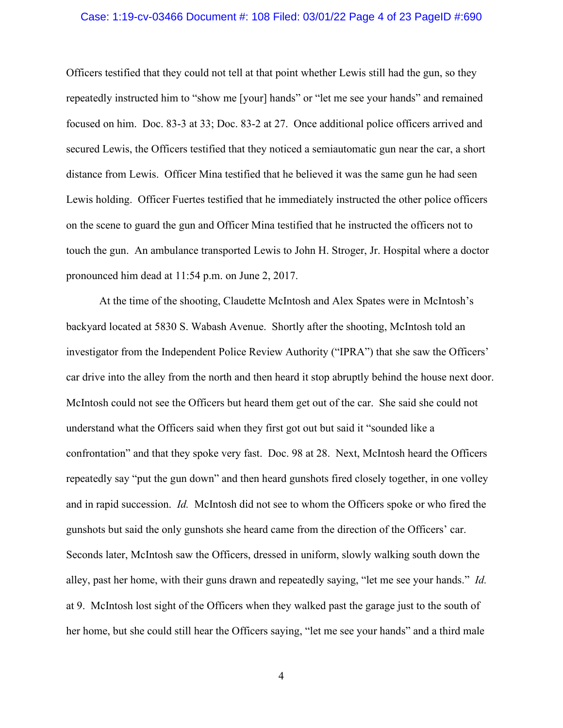Officers testified that they could not tell at that point whether Lewis still had the gun, so they repeatedly instructed him to "show me [your] hands" or "let me see your hands" and remained focused on him. Doc. 83-3 at 33; Doc. 83-2 at 27. Once additional police officers arrived and secured Lewis, the Officers testified that they noticed a semiautomatic gun near the car, a short distance from Lewis. Officer Mina testified that he believed it was the same gun he had seen Lewis holding. Officer Fuertes testified that he immediately instructed the other police officers on the scene to guard the gun and Officer Mina testified that he instructed the officers not to touch the gun. An ambulance transported Lewis to John H. Stroger, Jr. Hospital where a doctor pronounced him dead at 11:54 p.m. on June 2, 2017.

At the time of the shooting, Claudette McIntosh and Alex Spates were in McIntosh's backyard located at 5830 S. Wabash Avenue. Shortly after the shooting, McIntosh told an investigator from the Independent Police Review Authority ("IPRA") that she saw the Officers' car drive into the alley from the north and then heard it stop abruptly behind the house next door. McIntosh could not see the Officers but heard them get out of the car. She said she could not understand what the Officers said when they first got out but said it "sounded like a confrontation" and that they spoke very fast. Doc. 98 at 28. Next, McIntosh heard the Officers repeatedly say "put the gun down" and then heard gunshots fired closely together, in one volley and in rapid succession. *Id.* McIntosh did not see to whom the Officers spoke or who fired the gunshots but said the only gunshots she heard came from the direction of the Officers' car. Seconds later, McIntosh saw the Officers, dressed in uniform, slowly walking south down the alley, past her home, with their guns drawn and repeatedly saying, "let me see your hands." *Id.* at 9. McIntosh lost sight of the Officers when they walked past the garage just to the south of her home, but she could still hear the Officers saying, "let me see your hands" and a third male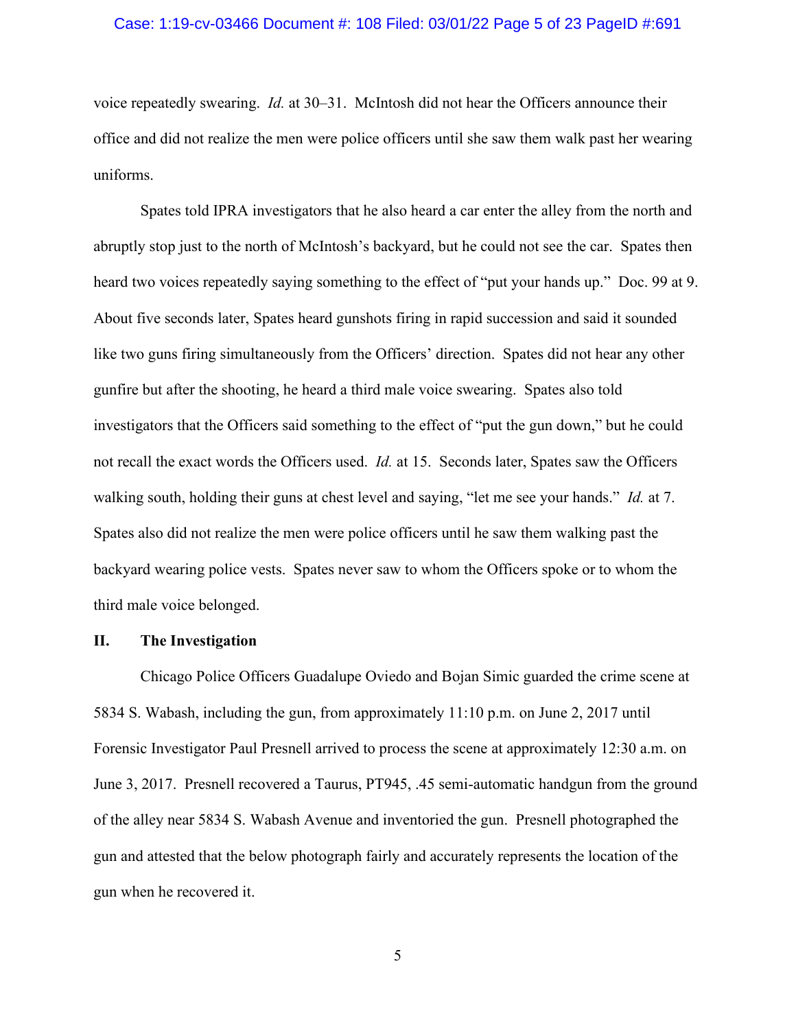voice repeatedly swearing. *Id.* at 30–31. McIntosh did not hear the Officers announce their office and did not realize the men were police officers until she saw them walk past her wearing uniforms.

Spates told IPRA investigators that he also heard a car enter the alley from the north and abruptly stop just to the north of McIntosh's backyard, but he could not see the car. Spates then heard two voices repeatedly saying something to the effect of "put your hands up." Doc. 99 at 9. About five seconds later, Spates heard gunshots firing in rapid succession and said it sounded like two guns firing simultaneously from the Officers' direction. Spates did not hear any other gunfire but after the shooting, he heard a third male voice swearing. Spates also told investigators that the Officers said something to the effect of "put the gun down," but he could not recall the exact words the Officers used. *Id.* at 15. Seconds later, Spates saw the Officers walking south, holding their guns at chest level and saying, "let me see your hands." *Id.* at 7. Spates also did not realize the men were police officers until he saw them walking past the backyard wearing police vests. Spates never saw to whom the Officers spoke or to whom the third male voice belonged.

## II. The Investigation

Chicago Police Officers Guadalupe Oviedo and Bojan Simic guarded the crime scene at 5834 S. Wabash, including the gun, from approximately 11:10 p.m. on June 2, 2017 until Forensic Investigator Paul Presnell arrived to process the scene at approximately 12:30 a.m. on June 3, 2017. Presnell recovered a Taurus, PT945, .45 semi-automatic handgun from the ground of the alley near 5834 S. Wabash Avenue and inventoried the gun. Presnell photographed the gun and attested that the below photograph fairly and accurately represents the location of the gun when he recovered it.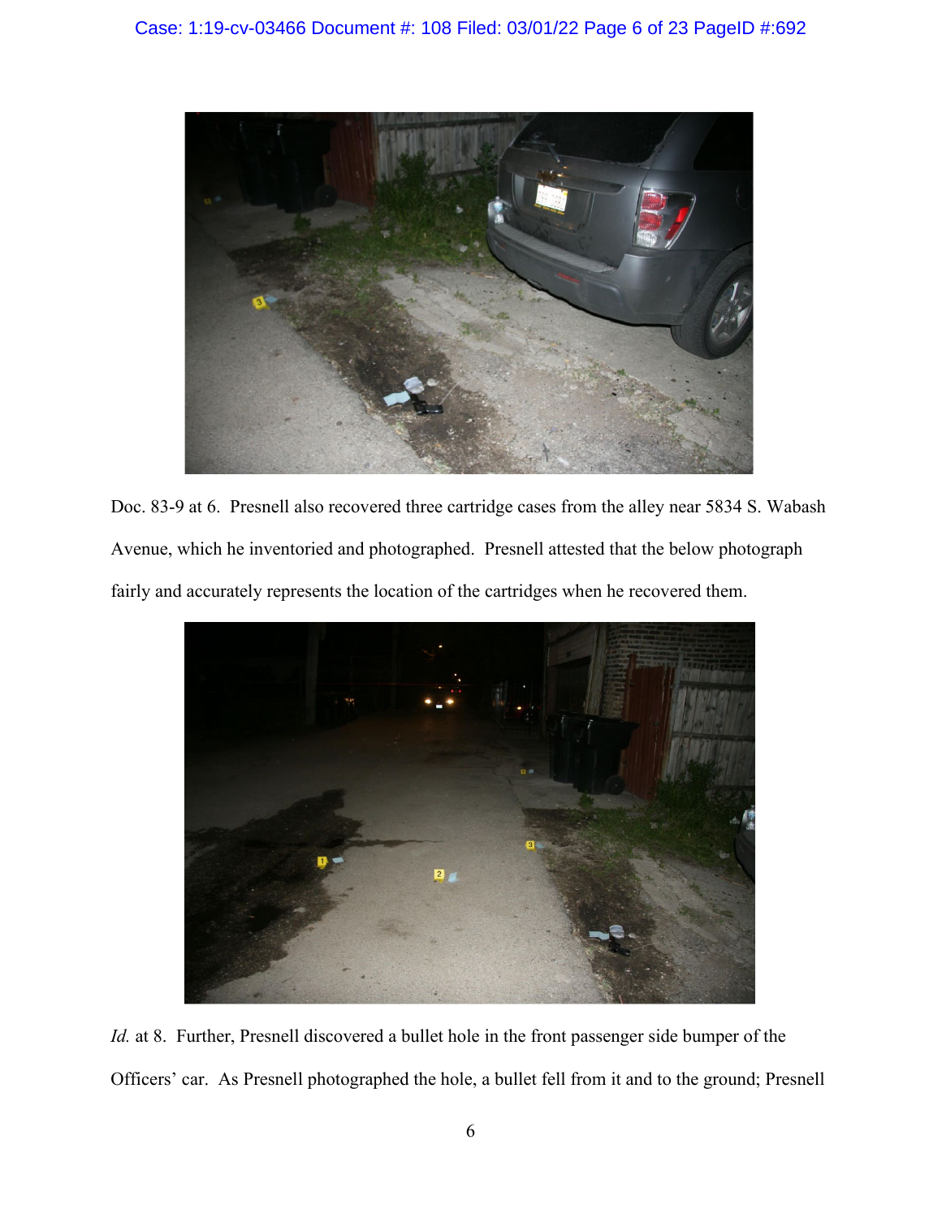Doc. 83-9 at 6. Presnell also recovered three cartridge cases from the alley near 5834 S. Wabash Avenue, which he inventoried and photographed. Presnell attested that the below photograph fairly and accurately represents the location of the cartridges when he recovered them.

*Id.* at 8. Further, Presnell discovered a bullet hole in the front passenger side bumper of the Officers' car. As Presnell photographed the hole, a bullet fell from it and to the ground; Presnell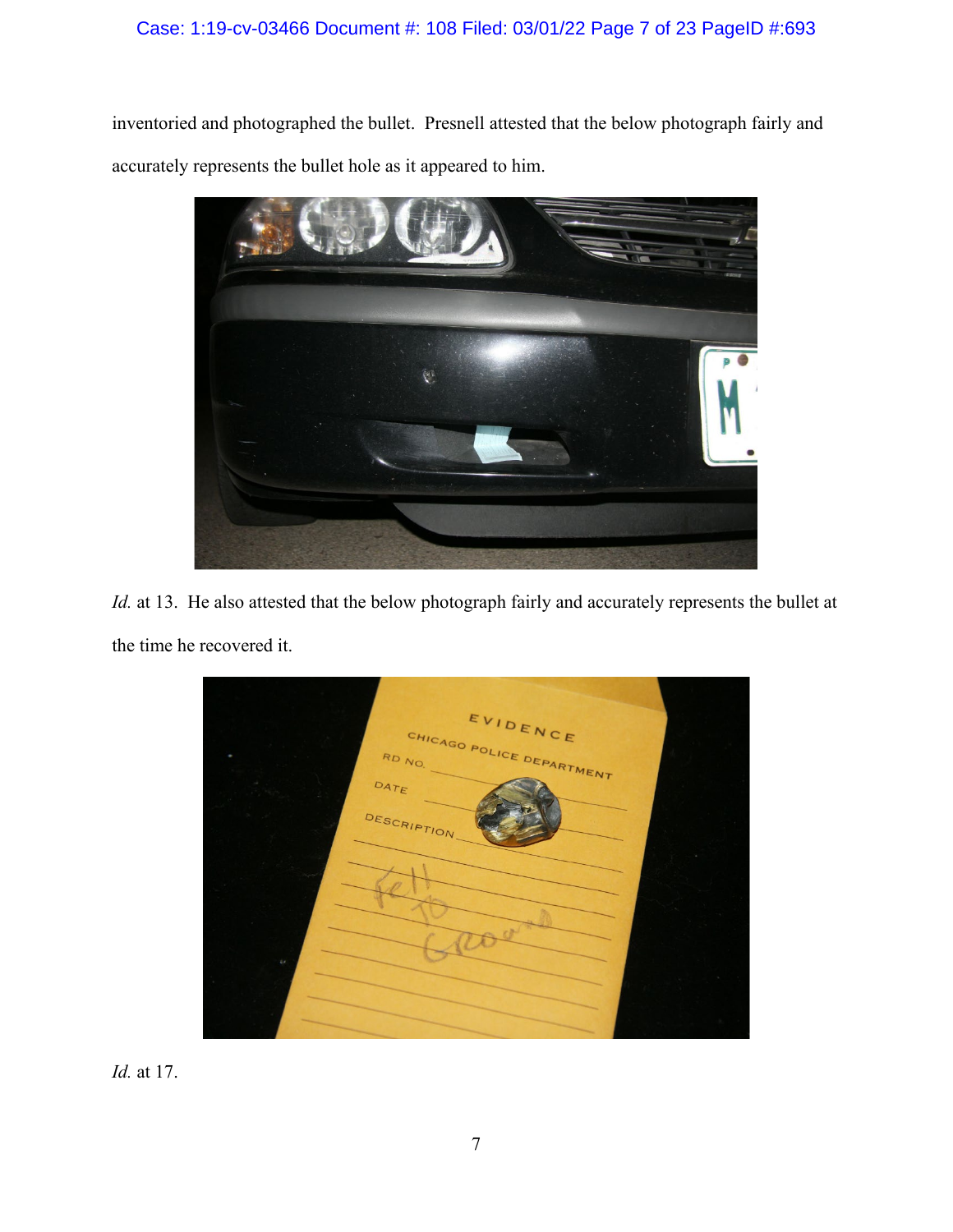inventoried and photographed the bullet. Presnell attested that the below photograph fairly and accurately represents the bullet hole as it appeared to him.

*Id.* at 13. He also attested that the below photograph fairly and accurately represents the bullet at the time he recovered it.

*Id.* at 17.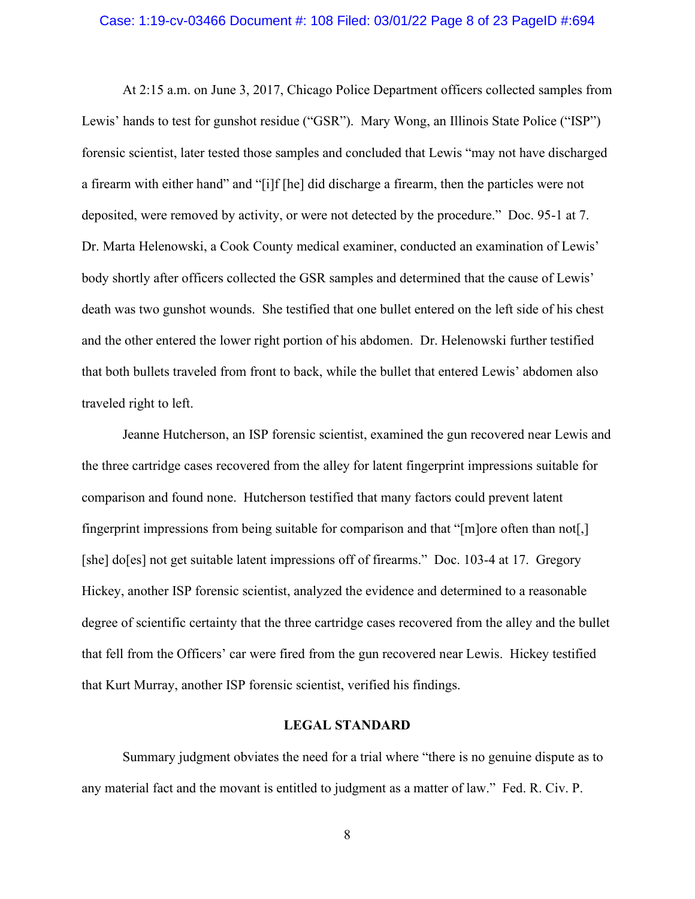At 2:15 a.m. on June 3, 2017, Chicago Police Department officers collected samples from Lewis' hands to test for gunshot residue ("GSR"). Mary Wong, an Illinois State Police ("ISP") forensic scientist, later tested those samples and concluded that Lewis "may not have discharged a firearm with either hand" and "[i]f [he] did discharge a firearm, then the particles were not deposited, were removed by activity, or were not detected by the procedure." Doc. 95-1 at 7. Dr. Marta Helenowski, a Cook County medical examiner, conducted an examination of Lewis' body shortly after officers collected the GSR samples and determined that the cause of Lewis' death was two gunshot wounds. She testified that one bullet entered on the left side of his chest and the other entered the lower right portion of his abdomen. Dr. Helenowski further testified that both bullets traveled from front to back, while the bullet that entered Lewis' abdomen also traveled right to left.

Jeanne Hutcherson, an ISP forensic scientist, examined the gun recovered near Lewis and the three cartridge cases recovered from the alley for latent fingerprint impressions suitable for comparison and found none. Hutcherson testified that many factors could prevent latent fingerprint impressions from being suitable for comparison and that "[m]ore often than not[,] [she] do[es] not get suitable latent impressions off of firearms." Doc. 103-4 at 17. Gregory Hickey, another ISP forensic scientist, analyzed the evidence and determined to a reasonable degree of scientific certainty that the three cartridge cases recovered from the alley and the bullet that fell from the Officers' car were fired from the gun recovered near Lewis. Hickey testified that Kurt Murray, another ISP forensic scientist, verified his findings.

## LEGAL STANDARD

Summary judgment obviates the need for a trial where "there is no genuine dispute as to any material fact and the movant is entitled to judgment as a matter of law." Fed. R. Civ. P.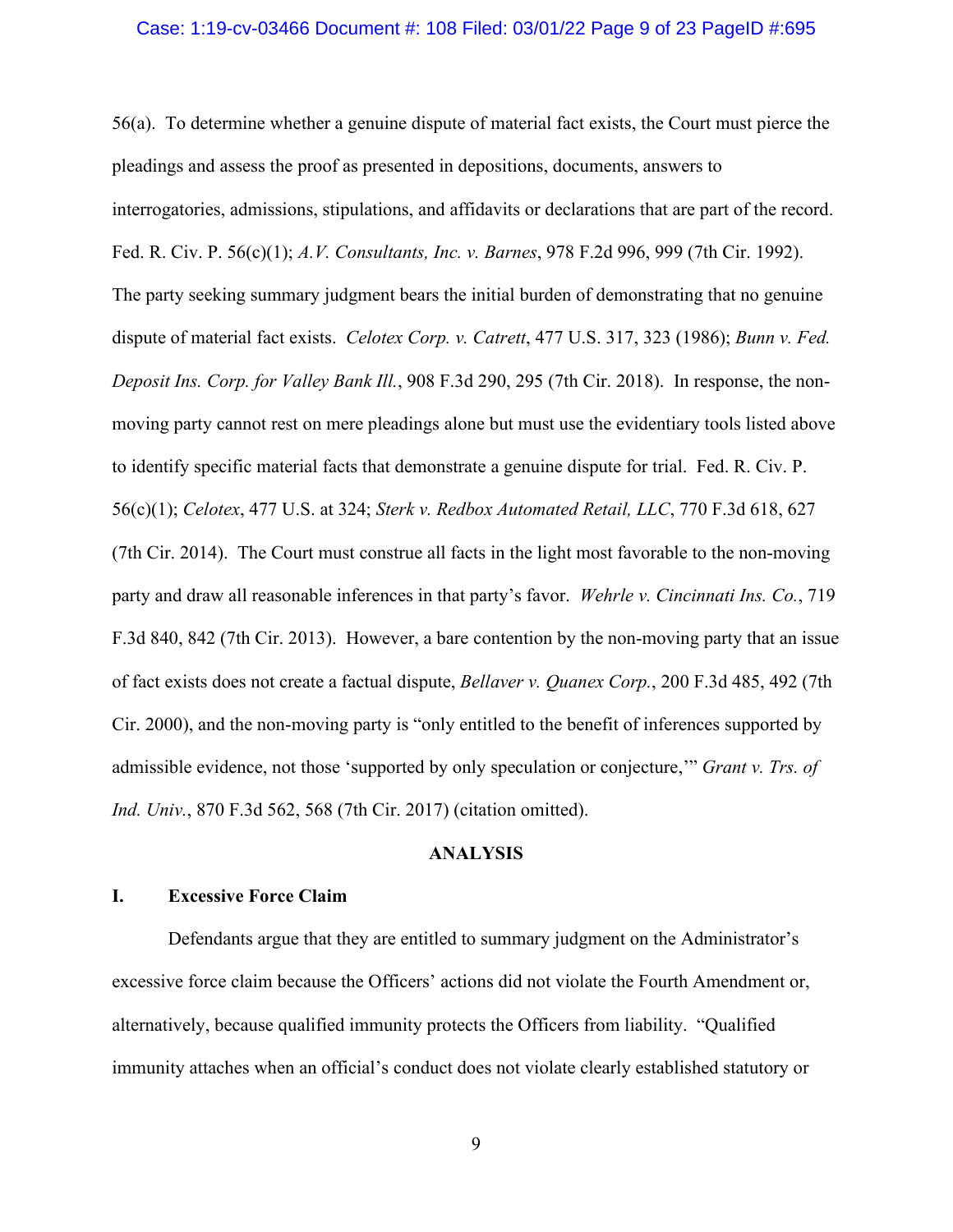56(a). To determine whether a genuine dispute of material fact exists, the Court must pierce the pleadings and assess the proof as presented in depositions, documents, answers to interrogatories, admissions, stipulations, and affidavits or declarations that are part of the record. Fed. R. Civ. P. 56(c)(1); *A.V. Consultants, Inc. v. Barnes*, 978 F.2d 996, 999 (7th Cir. 1992). The party seeking summary judgment bears the initial burden of demonstrating that no genuine dispute of material fact exists. *Celotex Corp. v. Catrett*, 477 U.S. 317, 323 (1986); *Bunn v. Fed. Deposit Ins. Corp. for Valley Bank Ill.*, 908 F.3d 290, 295 (7th Cir. 2018). In response, the non-moving party cannot rest on mere pleadings alone but must use the evidentiary tools listed above to identify specific material facts that demonstrate a genuine dispute for trial. Fed. R. Civ. P. 56(c)(1); *Celotex*, 477 U.S. at 324; *Sterk v. Redbox Automated Retail, LLC*, 770 F.3d 618, 627 (7th Cir. 2014). The Court must construe all facts in the light most favorable to the non-moving party and draw all reasonable inferences in that party's favor. *Wehrle v. Cincinnati Ins. Co.*, 719 F.3d 840, 842 (7th Cir. 2013). However, a bare contention by the non-moving party that an issue of fact exists does not create a factual dispute, *Bellaver v. Quanex Corp.*, 200 F.3d 485, 492 (7th Cir. 2000), and the non-moving party is "only entitled to the benefit of inferences supported by admissible evidence, not those 'supported by only speculation or conjecture,'" *Grant v. Trs. of Ind. Univ.*, 870 F.3d 562, 568 (7th Cir. 2017) (citation omitted).

## ANALYSIS

### I. Excessive Force Claim

Defendants argue that they are entitled to summary judgment on the Administrator's excessive force claim because the Officers' actions did not violate the Fourth Amendment or, alternatively, because qualified immunity protects the Officers from liability. "Qualified immunity attaches when an official's conduct does not violate clearly established statutory or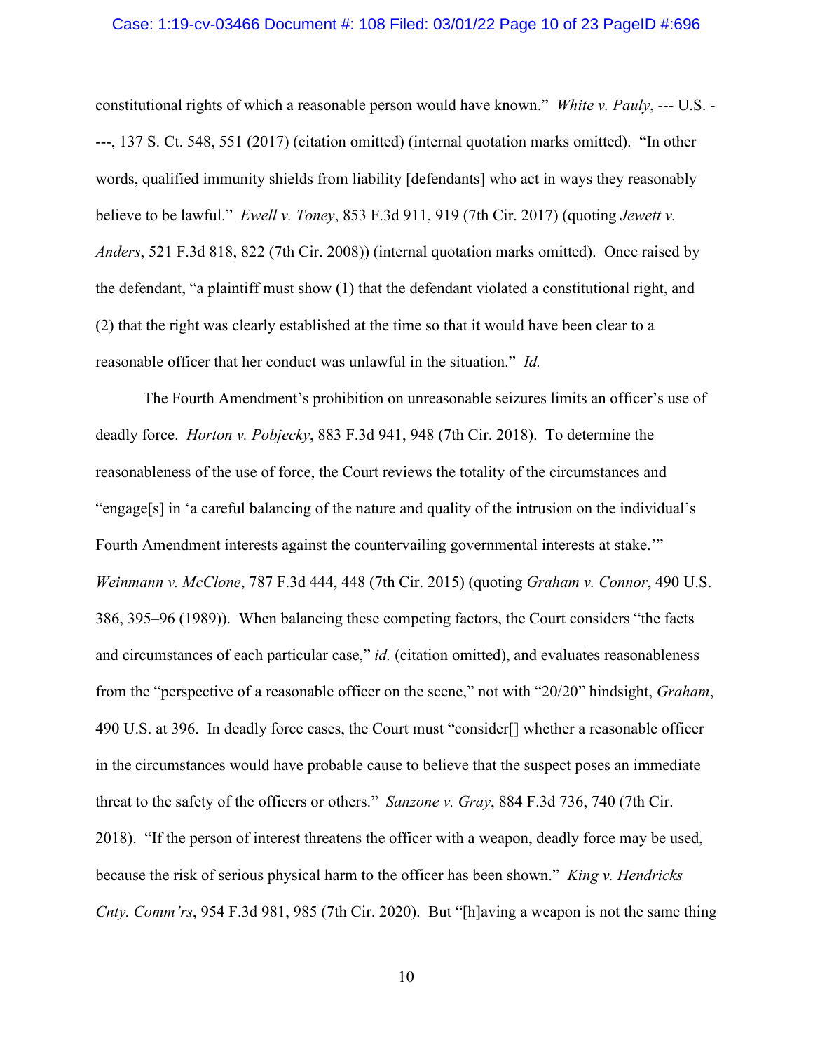constitutional rights of which a reasonable person would have known." *White v. Pauly*, --- U.S. ----, 137 S. Ct. 548, 551 (2017) (citation omitted) (internal quotation marks omitted). "In other words, qualified immunity shields from liability [defendants] who act in ways they reasonably believe to be lawful." *Ewell v. Toney*, 853 F.3d 911, 919 (7th Cir. 2017) (quoting *Jewett v. Anders*, 521 F.3d 818, 822 (7th Cir. 2008)) (internal quotation marks omitted). Once raised by the defendant, "a plaintiff must show (1) that the defendant violated a constitutional right, and (2) that the right was clearly established at the time so that it would have been clear to a reasonable officer that her conduct was unlawful in the situation." *Id.*

The Fourth Amendment's prohibition on unreasonable seizures limits an officer's use of deadly force. *Horton v. Pobjecky*, 883 F.3d 941, 948 (7th Cir. 2018). To determine the reasonableness of the use of force, the Court reviews the totality of the circumstances and "engage[s] in 'a careful balancing of the nature and quality of the intrusion on the individual's Fourth Amendment interests against the countervailing governmental interests at stake.'" *Weinmann v. McClone*, 787 F.3d 444, 448 (7th Cir. 2015) (quoting *Graham v. Connor*, 490 U.S. 386, 395–96 (1989)). When balancing these competing factors, the Court considers "the facts and circumstances of each particular case," *id.* (citation omitted), and evaluates reasonableness from the "perspective of a reasonable officer on the scene," not with "20/20" hindsight, *Graham*, 490 U.S. at 396. In deadly force cases, the Court must "consider[] whether a reasonable officer in the circumstances would have probable cause to believe that the suspect poses an immediate threat to the safety of the officers or others." *Sanzone v. Gray*, 884 F.3d 736, 740 (7th Cir. 2018). "If the person of interest threatens the officer with a weapon, deadly force may be used, because the risk of serious physical harm to the officer has been shown." *King v. Hendricks Cnty. Comm'rs*, 954 F.3d 981, 985 (7th Cir. 2020). But "[h]aving a weapon is not the same thing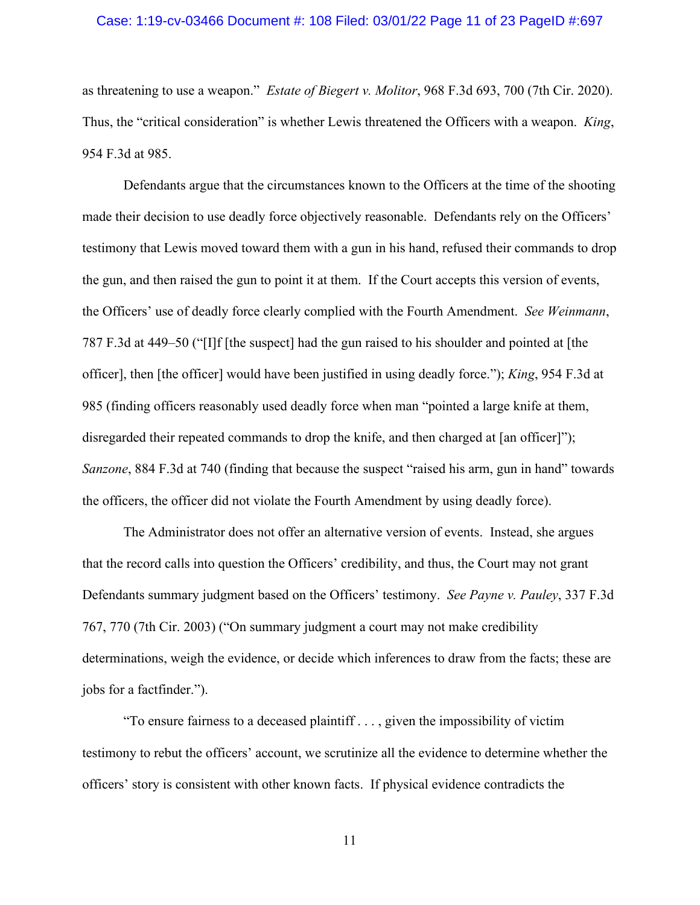as threatening to use a weapon." *Estate of Biegert v. Molitor*, 968 F.3d 693, 700 (7th Cir. 2020). Thus, the "critical consideration" is whether Lewis threatened the Officers with a weapon. *King*, 954 F.3d at 985.

Defendants argue that the circumstances known to the Officers at the time of the shooting made their decision to use deadly force objectively reasonable. Defendants rely on the Officers' testimony that Lewis moved toward them with a gun in his hand, refused their commands to drop the gun, and then raised the gun to point it at them. If the Court accepts this version of events, the Officers' use of deadly force clearly complied with the Fourth Amendment. *See Weinmann*, 787 F.3d at 449–50 ("[I]f [the suspect] had the gun raised to his shoulder and pointed at [the officer], then [the officer] would have been justified in using deadly force."); *King*, 954 F.3d at 985 (finding officers reasonably used deadly force when man "pointed a large knife at them, disregarded their repeated commands to drop the knife, and then charged at [an officer]"); *Sanzone*, 884 F.3d at 740 (finding that because the suspect "raised his arm, gun in hand" towards the officers, the officer did not violate the Fourth Amendment by using deadly force).

The Administrator does not offer an alternative version of events. Instead, she argues that the record calls into question the Officers' credibility, and thus, the Court may not grant Defendants summary judgment based on the Officers' testimony. *See Payne v. Pauley*, 337 F.3d 767, 770 (7th Cir. 2003) ("On summary judgment a court may not make credibility determinations, weigh the evidence, or decide which inferences to draw from the facts; these are jobs for a factfinder.").

"To ensure fairness to a deceased plaintiff . . . , given the impossibility of victim testimony to rebut the officers' account, we scrutinize all the evidence to determine whether the officers' story is consistent with other known facts. If physical evidence contradicts the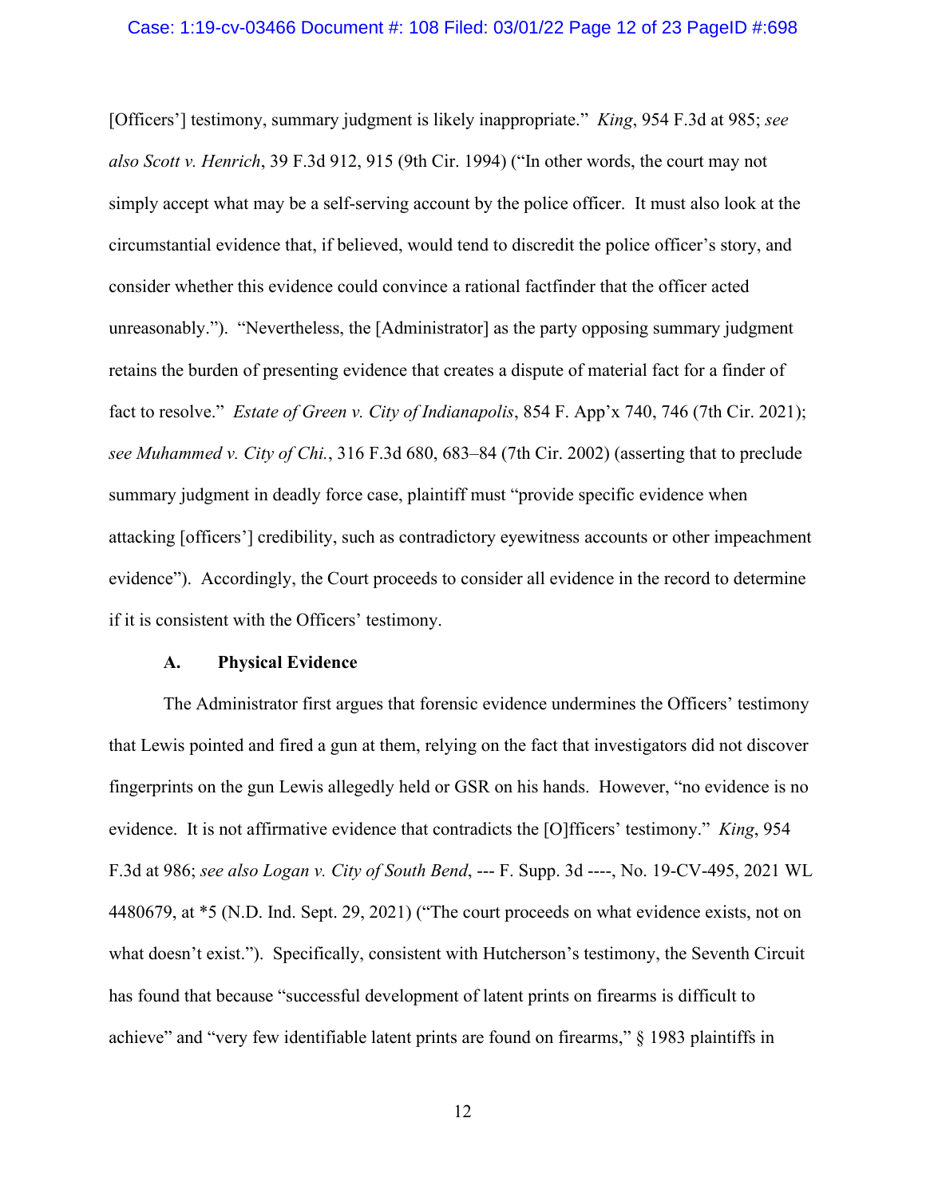[Officers'] testimony, summary judgment is likely inappropriate." *King*, 954 F.3d at 985; *see also Scott v. Henrich*, 39 F.3d 912, 915 (9th Cir. 1994) ("In other words, the court may not simply accept what may be a self-serving account by the police officer. It must also look at the circumstantial evidence that, if believed, would tend to discredit the police officer's story, and consider whether this evidence could convince a rational factfinder that the officer acted unreasonably."). "Nevertheless, the [Administrator] as the party opposing summary judgment retains the burden of presenting evidence that creates a dispute of material fact for a finder of fact to resolve." *Estate of Green v. City of Indianapolis*, 854 F. App'x 740, 746 (7th Cir. 2021); *see Muhammed v. City of Chi.*, 316 F.3d 680, 683–84 (7th Cir. 2002) (asserting that to preclude summary judgment in deadly force case, plaintiff must "provide specific evidence when attacking [officers'] credibility, such as contradictory eyewitness accounts or other impeachment evidence"). Accordingly, the Court proceeds to consider all evidence in the record to determine if it is consistent with the Officers' testimony.

### A. Physical Evidence

The Administrator first argues that forensic evidence undermines the Officers' testimony that Lewis pointed and fired a gun at them, relying on the fact that investigators did not discover fingerprints on the gun Lewis allegedly held or GSR on his hands. However, "no evidence is no evidence. It is not affirmative evidence that contradicts the [O]fficers' testimony." *King*, 954 F.3d at 986; *see also Logan v. City of South Bend*, --- F. Supp. 3d ----, No. 19-CV-495, 2021 WL 4480679, at *5 (N.D. Ind. Sept. 29, 2021) ("The court proceeds on what evidence exists, not on what doesn't exist."). Specifically, consistent with Hutcherson's testimony, the Seventh Circuit has found that because "successful development of latent prints on firearms is difficult to achieve" and "very few identifiable latent prints are found on firearms," § 1983 plaintiffs in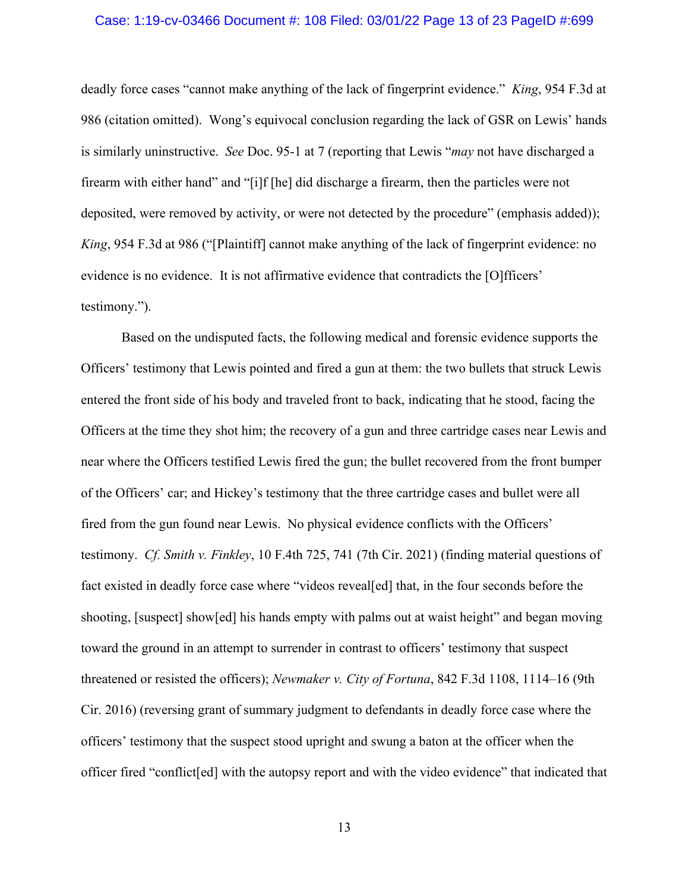deadly force cases "cannot make anything of the lack of fingerprint evidence." *King*, 954 F.3d at 986 (citation omitted). Wong's equivocal conclusion regarding the lack of GSR on Lewis' hands is similarly uninstructive. *See* Doc. 95-1 at 7 (reporting that Lewis "*may* not have discharged a firearm with either hand" and "[i]f [he] did discharge a firearm, then the particles were not deposited, were removed by activity, or were not detected by the procedure" (emphasis added)); *King*, 954 F.3d at 986 ("[Plaintiff] cannot make anything of the lack of fingerprint evidence: no evidence is no evidence. It is not affirmative evidence that contradicts the [O]fficers' testimony.").

Based on the undisputed facts, the following medical and forensic evidence supports the Officers' testimony that Lewis pointed and fired a gun at them: the two bullets that struck Lewis entered the front side of his body and traveled front to back, indicating that he stood, facing the Officers at the time they shot him; the recovery of a gun and three cartridge cases near Lewis and near where the Officers testified Lewis fired the gun; the bullet recovered from the front bumper of the Officers' car; and Hickey's testimony that the three cartridge cases and bullet were all fired from the gun found near Lewis. No physical evidence conflicts with the Officers' testimony. *Cf. Smith v. Finkley*, 10 F.4th 725, 741 (7th Cir. 2021) (finding material questions of fact existed in deadly force case where "videos reveal[ed] that, in the four seconds before the shooting, [suspect] show[ed] his hands empty with palms out at waist height" and began moving toward the ground in an attempt to surrender in contrast to officers' testimony that suspect threatened or resisted the officers); *Newmaker v. City of Fortuna*, 842 F.3d 1108, 1114–16 (9th Cir. 2016) (reversing grant of summary judgment to defendants in deadly force case where the officers' testimony that the suspect stood upright and swung a baton at the officer when the officer fired "conflict[ed] with the autopsy report and with the video evidence" that indicated that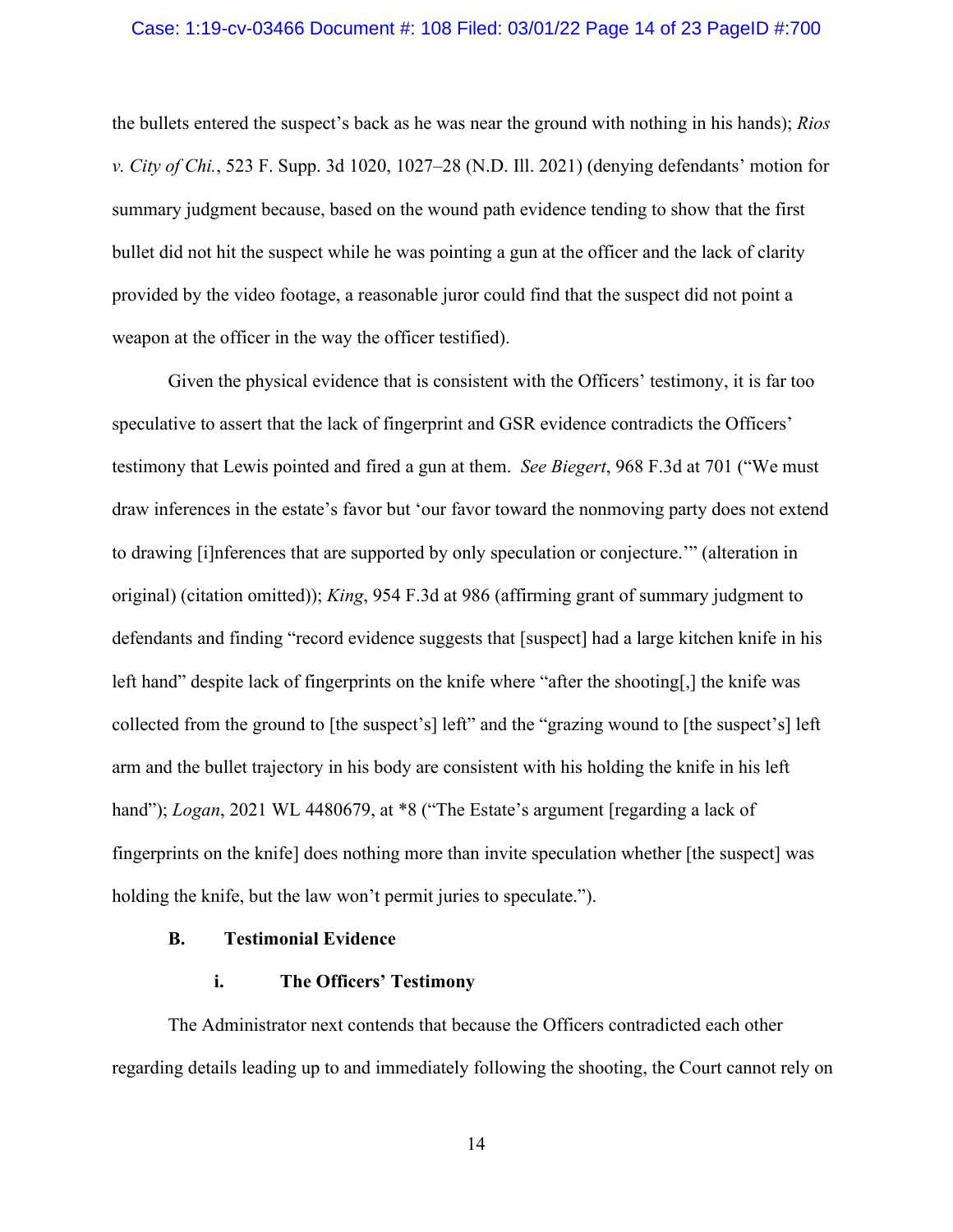the bullets entered the suspect's back as he was near the ground with nothing in his hands); *Rios v. City of Chi.*, 523 F. Supp. 3d 1020, 1027–28 (N.D. Ill. 2021) (denying defendants' motion for summary judgment because, based on the wound path evidence tending to show that the first bullet did not hit the suspect while he was pointing a gun at the officer and the lack of clarity provided by the video footage, a reasonable juror could find that the suspect did not point a weapon at the officer in the way the officer testified).

Given the physical evidence that is consistent with the Officers' testimony, it is far too speculative to assert that the lack of fingerprint and GSR evidence contradicts the Officers' testimony that Lewis pointed and fired a gun at them. *See Biegert*, 968 F.3d at 701 ("We must draw inferences in the estate's favor but 'our favor toward the nonmoving party does not extend to drawing [i]nferences that are supported by only speculation or conjecture.'" (alteration in original) (citation omitted)); *King*, 954 F.3d at 986 (affirming grant of summary judgment to defendants and finding "record evidence suggests that [suspect] had a large kitchen knife in his left hand" despite lack of fingerprints on the knife where "after the shooting[,] the knife was collected from the ground to [the suspect's] left" and the "grazing wound to [the suspect's] left arm and the bullet trajectory in his body are consistent with his holding the knife in his left hand"); *Logan*, 2021 WL 4480679, at *8 ("The Estate's argument [regarding a lack of fingerprints on the knife] does nothing more than invite speculation whether [the suspect] was holding the knife, but the law won't permit juries to speculate.").

### B. Testimonial Evidence

#### i. The Officers' Testimony

The Administrator next contends that because the Officers contradicted each other regarding details leading up to and immediately following the shooting, the Court cannot rely on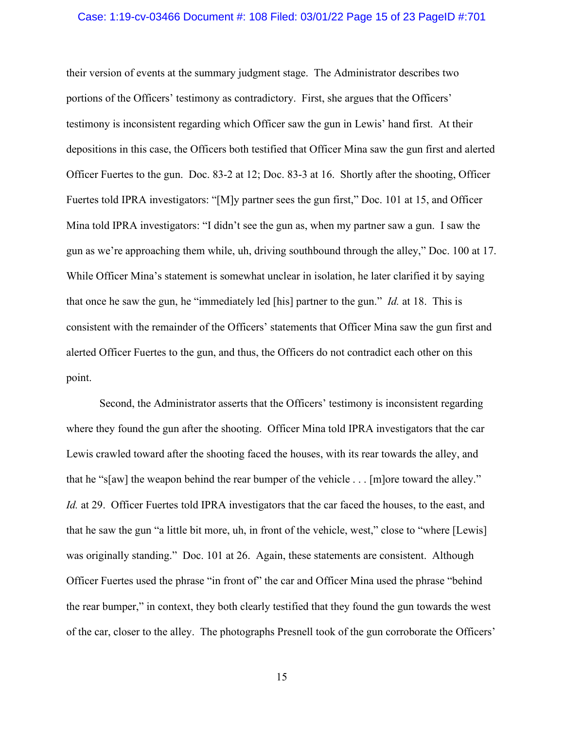their version of events at the summary judgment stage. The Administrator describes two portions of the Officers' testimony as contradictory. First, she argues that the Officers' testimony is inconsistent regarding which Officer saw the gun in Lewis' hand first. At their depositions in this case, the Officers both testified that Officer Mina saw the gun first and alerted Officer Fuertes to the gun. Doc. 83-2 at 12; Doc. 83-3 at 16. Shortly after the shooting, Officer Fuertes told IPRA investigators: "[M]y partner sees the gun first," Doc. 101 at 15, and Officer Mina told IPRA investigators: "I didn't see the gun as, when my partner saw a gun. I saw the gun as we're approaching them while, uh, driving southbound through the alley," Doc. 100 at 17. While Officer Mina's statement is somewhat unclear in isolation, he later clarified it by saying that once he saw the gun, he "immediately led [his] partner to the gun." *Id.* at 18. This is consistent with the remainder of the Officers' statements that Officer Mina saw the gun first and alerted Officer Fuertes to the gun, and thus, the Officers do not contradict each other on this point.

Second, the Administrator asserts that the Officers' testimony is inconsistent regarding where they found the gun after the shooting. Officer Mina told IPRA investigators that the car Lewis crawled toward after the shooting faced the houses, with its rear towards the alley, and that he "s[aw] the weapon behind the rear bumper of the vehicle . . . [m]ore toward the alley." *Id.* at 29. Officer Fuertes told IPRA investigators that the car faced the houses, to the east, and that he saw the gun "a little bit more, uh, in front of the vehicle, west," close to "where [Lewis] was originally standing." Doc. 101 at 26. Again, these statements are consistent. Although Officer Fuertes used the phrase "in front of" the car and Officer Mina used the phrase "behind the rear bumper," in context, they both clearly testified that they found the gun towards the west of the car, closer to the alley. The photographs Presnell took of the gun corroborate the Officers'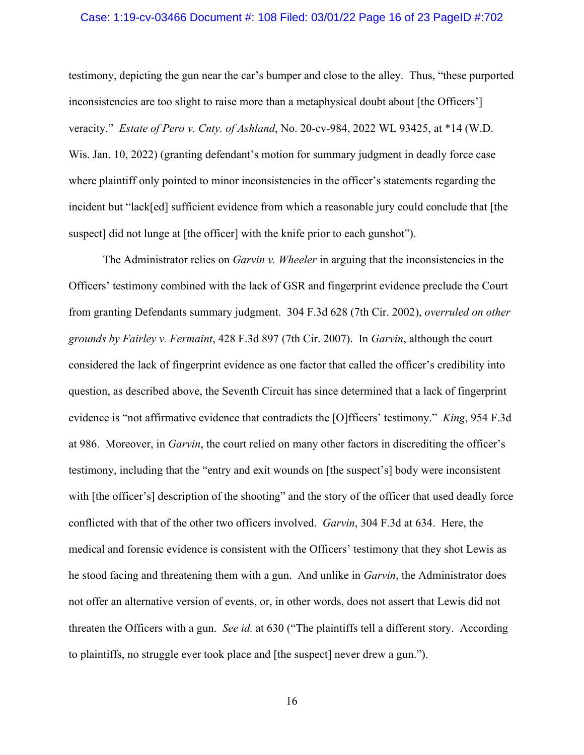testimony, depicting the gun near the car's bumper and close to the alley. Thus, "these purported inconsistencies are too slight to raise more than a metaphysical doubt about [the Officers'] veracity." *Estate of Pero v. Cnty. of Ashland*, No. 20-cv-984, 2022 WL 93425, at *14 (W.D. Wis. Jan. 10, 2022) (granting defendant's motion for summary judgment in deadly force case where plaintiff only pointed to minor inconsistencies in the officer's statements regarding the incident but "lack[ed] sufficient evidence from which a reasonable jury could conclude that [the suspect] did not lunge at [the officer] with the knife prior to each gunshot").

The Administrator relies on *Garvin v. Wheeler* in arguing that the inconsistencies in the Officers' testimony combined with the lack of GSR and fingerprint evidence preclude the Court from granting Defendants summary judgment. 304 F.3d 628 (7th Cir. 2002), *overruled on other grounds by Fairley v. Fermaint*, 428 F.3d 897 (7th Cir. 2007). In *Garvin*, although the court considered the lack of fingerprint evidence as one factor that called the officer's credibility into question, as described above, the Seventh Circuit has since determined that a lack of fingerprint evidence is "not affirmative evidence that contradicts the [O]fficers' testimony." *King*, 954 F.3d at 986. Moreover, in *Garvin*, the court relied on many other factors in discrediting the officer's testimony, including that the "entry and exit wounds on [the suspect's] body were inconsistent with [the officer's] description of the shooting" and the story of the officer that used deadly force conflicted with that of the other two officers involved. *Garvin*, 304 F.3d at 634. Here, the medical and forensic evidence is consistent with the Officers' testimony that they shot Lewis as he stood facing and threatening them with a gun. And unlike in *Garvin*, the Administrator does not offer an alternative version of events, or, in other words, does not assert that Lewis did not threaten the Officers with a gun. *See id.* at 630 ("The plaintiffs tell a different story. According to plaintiffs, no struggle ever took place and [the suspect] never drew a gun.").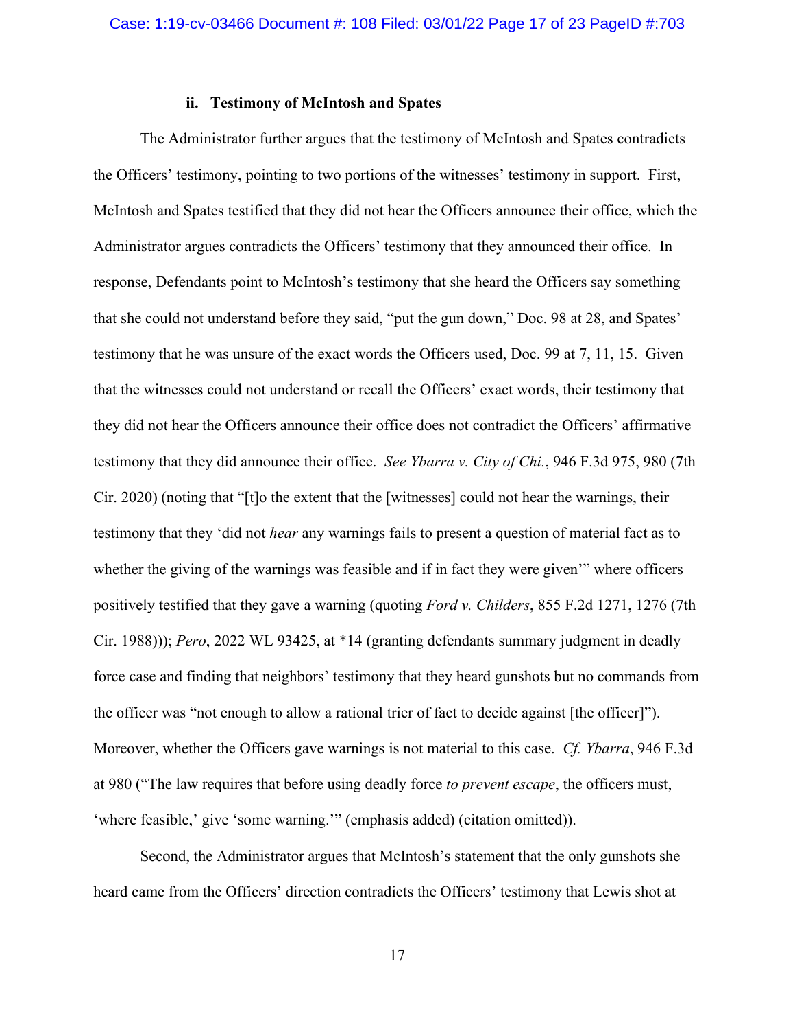### ii. Testimony of McIntosh and Spates

The Administrator further argues that the testimony of McIntosh and Spates contradicts the Officers' testimony, pointing to two portions of the witnesses' testimony in support. First, McIntosh and Spates testified that they did not hear the Officers announce their office, which the Administrator argues contradicts the Officers' testimony that they announced their office. In response, Defendants point to McIntosh's testimony that she heard the Officers say something that she could not understand before they said, "put the gun down," Doc. 98 at 28, and Spates' testimony that he was unsure of the exact words the Officers used, Doc. 99 at 7, 11, 15. Given that the witnesses could not understand or recall the Officers' exact words, their testimony that they did not hear the Officers announce their office does not contradict the Officers' affirmative testimony that they did announce their office. *See Ybarra v. City of Chi.*, 946 F.3d 975, 980 (7th Cir. 2020) (noting that "[t]o the extent that the [witnesses] could not hear the warnings, their testimony that they 'did not *hear* any warnings fails to present a question of material fact as to whether the giving of the warnings was feasible and if in fact they were given'" where officers positively testified that they gave a warning (quoting *Ford v. Childers*, 855 F.2d 1271, 1276 (7th Cir. 1988))); *Pero*, 2022 WL 93425, at *14 (granting defendants summary judgment in deadly force case and finding that neighbors' testimony that they heard gunshots but no commands from the officer was "not enough to allow a rational trier of fact to decide against [the officer]"). Moreover, whether the Officers gave warnings is not material to this case. *Cf. Ybarra*, 946 F.3d at 980 ("The law requires that before using deadly force *to prevent escape*, the officers must, 'where feasible,' give 'some warning.'" (emphasis added) (citation omitted)).

Second, the Administrator argues that McIntosh's statement that the only gunshots she heard came from the Officers' direction contradicts the Officers' testimony that Lewis shot at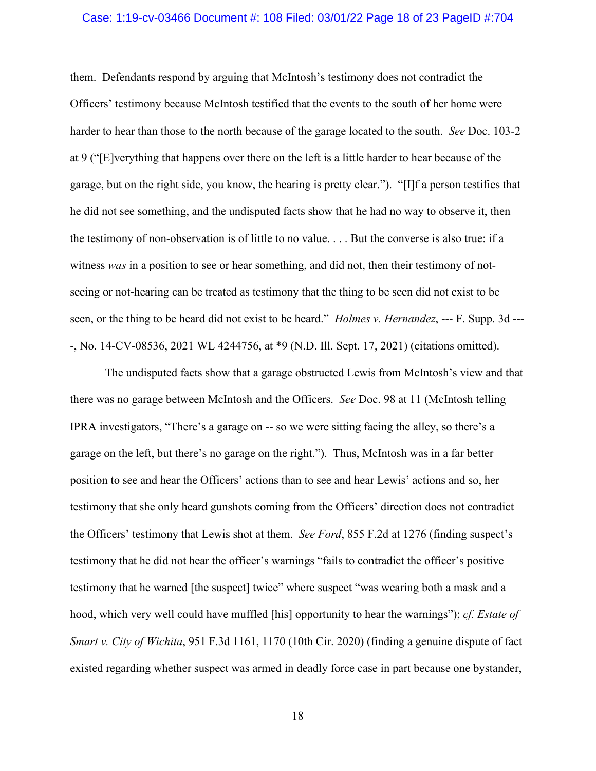them. Defendants respond by arguing that McIntosh's testimony does not contradict the Officers' testimony because McIntosh testified that the events to the south of her home were harder to hear than those to the north because of the garage located to the south. *See* Doc. 103-2 at 9 ("[E]verything that happens over there on the left is a little harder to hear because of the garage, but on the right side, you know, the hearing is pretty clear."). "[I]f a person testifies that he did not see something, and the undisputed facts show that he had no way to observe it, then the testimony of non-observation is of little to no value. . . . But the converse is also true: if a witness *was* in a position to see or hear something, and did not, then their testimony of not-seeing or not-hearing can be treated as testimony that the thing to be seen did not exist to be seen, or the thing to be heard did not exist to be heard." *Holmes v. Hernandez*, --- F. Supp. 3d ----, No. 14-CV-08536, 2021 WL 4244756, at *9 (N.D. Ill. Sept. 17, 2021) (citations omitted).

The undisputed facts show that a garage obstructed Lewis from McIntosh's view and that there was no garage between McIntosh and the Officers. *See* Doc. 98 at 11 (McIntosh telling IPRA investigators, "There's a garage on -- so we were sitting facing the alley, so there's a garage on the left, but there's no garage on the right."). Thus, McIntosh was in a far better position to see and hear the Officers' actions than to see and hear Lewis' actions and so, her testimony that she only heard gunshots coming from the Officers' direction does not contradict the Officers' testimony that Lewis shot at them. *See Ford*, 855 F.2d at 1276 (finding suspect's testimony that he did not hear the officer's warnings "fails to contradict the officer's positive testimony that he warned [the suspect] twice" where suspect "was wearing both a mask and a hood, which very well could have muffled [his] opportunity to hear the warnings"); *cf. Estate of Smart v. City of Wichita*, 951 F.3d 1161, 1170 (10th Cir. 2020) (finding a genuine dispute of fact existed regarding whether suspect was armed in deadly force case in part because one bystander,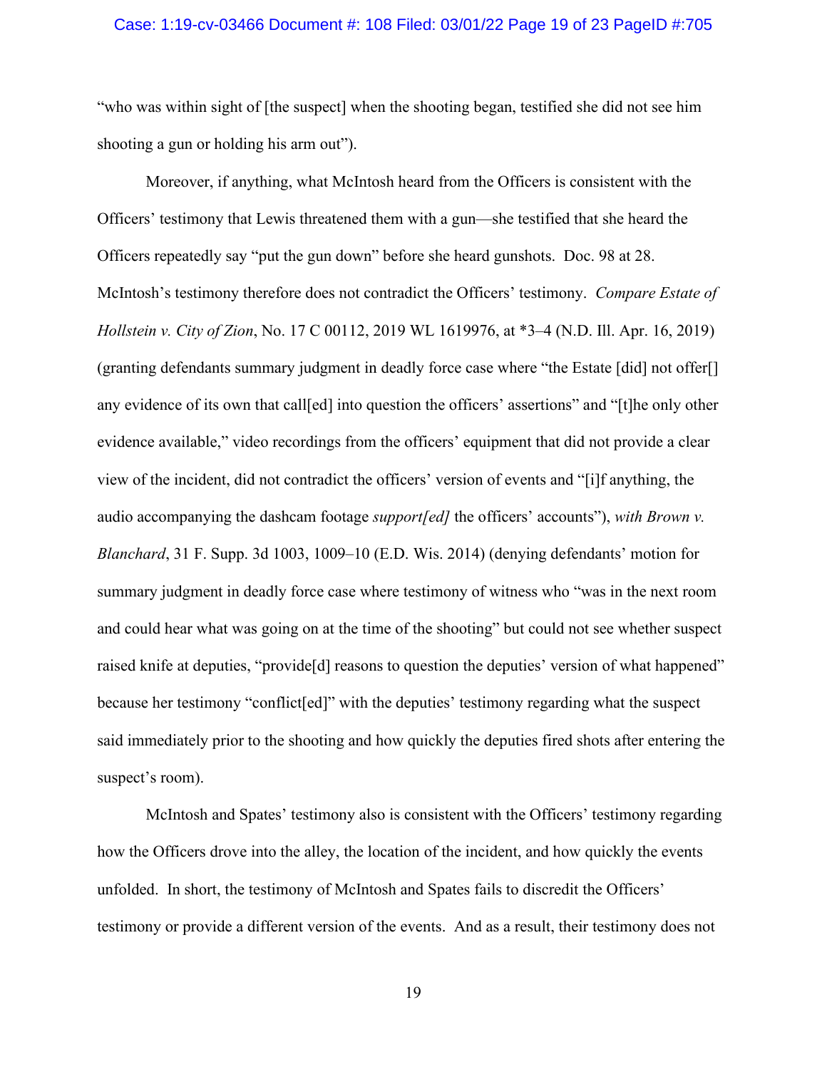"who was within sight of [the suspect] when the shooting began, testified she did not see him shooting a gun or holding his arm out").

Moreover, if anything, what McIntosh heard from the Officers is consistent with the Officers' testimony that Lewis threatened them with a gun—she testified that she heard the Officers repeatedly say "put the gun down" before she heard gunshots. Doc. 98 at 28. McIntosh's testimony therefore does not contradict the Officers' testimony. *Compare Estate of Hollstein v. City of Zion*, No. 17 C 00112, 2019 WL 1619976, at *3–4 (N.D. Ill. Apr. 16, 2019) (granting defendants summary judgment in deadly force case where "the Estate [did] not offer[] any evidence of its own that call[ed] into question the officers' assertions" and "[t]he only other evidence available," video recordings from the officers' equipment that did not provide a clear view of the incident, did not contradict the officers' version of events and "[i]f anything, the audio accompanying the dashcam footage *support[ed]* the officers' accounts"), *with Brown v. Blanchard*, 31 F. Supp. 3d 1003, 1009–10 (E.D. Wis. 2014) (denying defendants' motion for summary judgment in deadly force case where testimony of witness who "was in the next room and could hear what was going on at the time of the shooting" but could not see whether suspect raised knife at deputies, "provide[d] reasons to question the deputies' version of what happened" because her testimony "conflict[ed]" with the deputies' testimony regarding what the suspect said immediately prior to the shooting and how quickly the deputies fired shots after entering the suspect's room).

McIntosh and Spates' testimony also is consistent with the Officers' testimony regarding how the Officers drove into the alley, the location of the incident, and how quickly the events unfolded. In short, the testimony of McIntosh and Spates fails to discredit the Officers' testimony or provide a different version of the events. And as a result, their testimony does not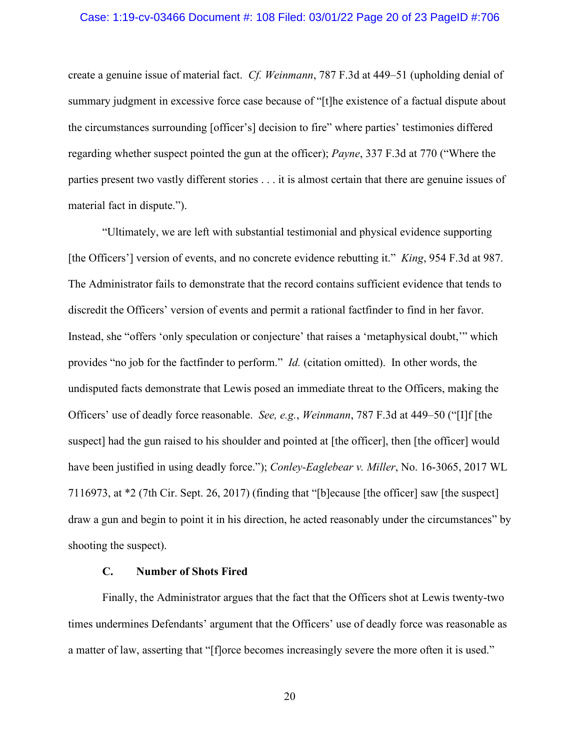create a genuine issue of material fact. *Cf. Weinmann*, 787 F.3d at 449–51 (upholding denial of summary judgment in excessive force case because of "[t]he existence of a factual dispute about the circumstances surrounding [officer's] decision to fire" where parties' testimonies differed regarding whether suspect pointed the gun at the officer); *Payne*, 337 F.3d at 770 ("Where the parties present two vastly different stories . . . it is almost certain that there are genuine issues of material fact in dispute.").

"Ultimately, we are left with substantial testimonial and physical evidence supporting [the Officers'] version of events, and no concrete evidence rebutting it." *King*, 954 F.3d at 987. The Administrator fails to demonstrate that the record contains sufficient evidence that tends to discredit the Officers' version of events and permit a rational factfinder to find in her favor. Instead, she "offers 'only speculation or conjecture' that raises a 'metaphysical doubt,'" which provides "no job for the factfinder to perform." *Id.* (citation omitted). In other words, the undisputed facts demonstrate that Lewis posed an immediate threat to the Officers, making the Officers' use of deadly force reasonable. *See, e.g.*, *Weinmann*, 787 F.3d at 449–50 ("[I]f [the suspect] had the gun raised to his shoulder and pointed at [the officer], then [the officer] would have been justified in using deadly force."); *Conley-Eaglebear v. Miller*, No. 16-3065, 2017 WL 7116973, at *2 (7th Cir. Sept. 26, 2017) (finding that "[b]ecause [the officer] saw [the suspect] draw a gun and begin to point it in his direction, he acted reasonably under the circumstances" by shooting the suspect).

### C. Number of Shots Fired

Finally, the Administrator argues that the fact that the Officers shot at Lewis twenty-two times undermines Defendants' argument that the Officers' use of deadly force was reasonable as a matter of law, asserting that "[f]orce becomes increasingly severe the more often it is used."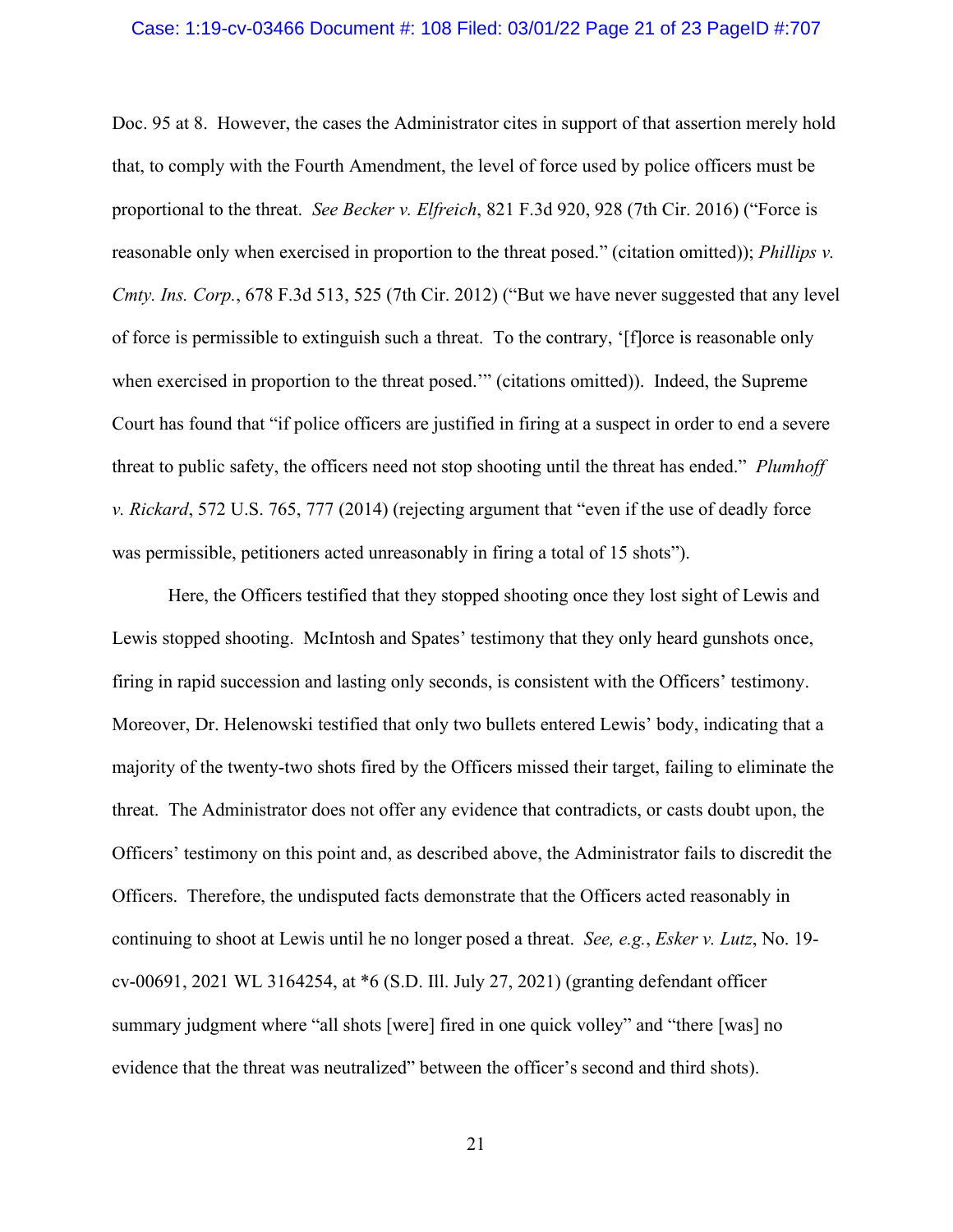Doc. 95 at 8. However, the cases the Administrator cites in support of that assertion merely hold that, to comply with the Fourth Amendment, the level of force used by police officers must be proportional to the threat. *See Becker v. Elfreich*, 821 F.3d 920, 928 (7th Cir. 2016) ("Force is reasonable only when exercised in proportion to the threat posed." (citation omitted)); *Phillips v. Cmty. Ins. Corp.*, 678 F.3d 513, 525 (7th Cir. 2012) ("But we have never suggested that any level of force is permissible to extinguish such a threat. To the contrary, '[f]orce is reasonable only when exercised in proportion to the threat posed.'" (citations omitted)). Indeed, the Supreme Court has found that "if police officers are justified in firing at a suspect in order to end a severe threat to public safety, the officers need not stop shooting until the threat has ended." *Plumhoff v. Rickard*, 572 U.S. 765, 777 (2014) (rejecting argument that "even if the use of deadly force was permissible, petitioners acted unreasonably in firing a total of 15 shots").

Here, the Officers testified that they stopped shooting once they lost sight of Lewis and Lewis stopped shooting. McIntosh and Spates' testimony that they only heard gunshots once, firing in rapid succession and lasting only seconds, is consistent with the Officers' testimony. Moreover, Dr. Helenowski testified that only two bullets entered Lewis' body, indicating that a majority of the twenty-two shots fired by the Officers missed their target, failing to eliminate the threat. The Administrator does not offer any evidence that contradicts, or casts doubt upon, the Officers' testimony on this point and, as described above, the Administrator fails to discredit the Officers. Therefore, the undisputed facts demonstrate that the Officers acted reasonably in continuing to shoot at Lewis until he no longer posed a threat. *See, e.g.*, *Esker v. Lutz*, No. 19-cv-00691, 2021 WL 3164254, at *6 (S.D. Ill. July 27, 2021) (granting defendant officer summary judgment where "all shots [were] fired in one quick volley" and "there [was] no evidence that the threat was neutralized" between the officer's second and third shots).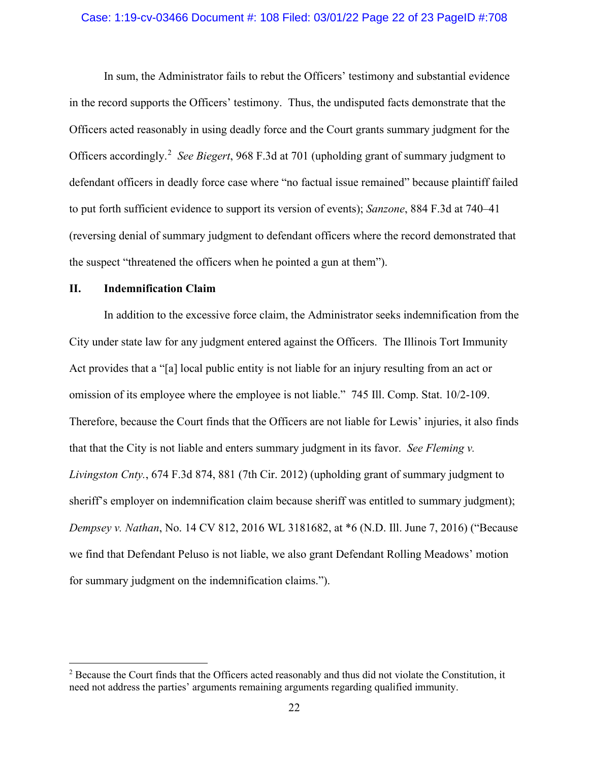In sum, the Administrator fails to rebut the Officers' testimony and substantial evidence in the record supports the Officers' testimony. Thus, the undisputed facts demonstrate that the Officers acted reasonably in using deadly force and the Court grants summary judgment for the Officers accordingly.[2] *See Biegert*, 968 F.3d at 701 (upholding grant of summary judgment to defendant officers in deadly force case where "no factual issue remained" because plaintiff failed to put forth sufficient evidence to support its version of events); *Sanzone*, 884 F.3d at 740–41 (reversing denial of summary judgment to defendant officers where the record demonstrated that the suspect "threatened the officers when he pointed a gun at them").

## II. Indemnification Claim

In addition to the excessive force claim, the Administrator seeks indemnification from the City under state law for any judgment entered against the Officers. The Illinois Tort Immunity Act provides that a "[a] local public entity is not liable for an injury resulting from an act or omission of its employee where the employee is not liable." 745 Ill. Comp. Stat. 10/2-109. Therefore, because the Court finds that the Officers are not liable for Lewis' injuries, it also finds that that the City is not liable and enters summary judgment in its favor. *See Fleming v. Livingston Cnty.*, 674 F.3d 874, 881 (7th Cir. 2012) (upholding grant of summary judgment to sheriff's employer on indemnification claim because sheriff was entitled to summary judgment); *Dempsey v. Nathan*, No. 14 CV 812, 2016 WL 3181682, at *6 (N.D. Ill. June 7, 2016) ("Because we find that Defendant Peluso is not liable, we also grant Defendant Rolling Meadows' motion for summary judgment on the indemnification claims.").

---

[2] Because the Court finds that the Officers acted reasonably and thus did not violate the Constitution, it need not address the parties' arguments remaining arguments regarding qualified immunity.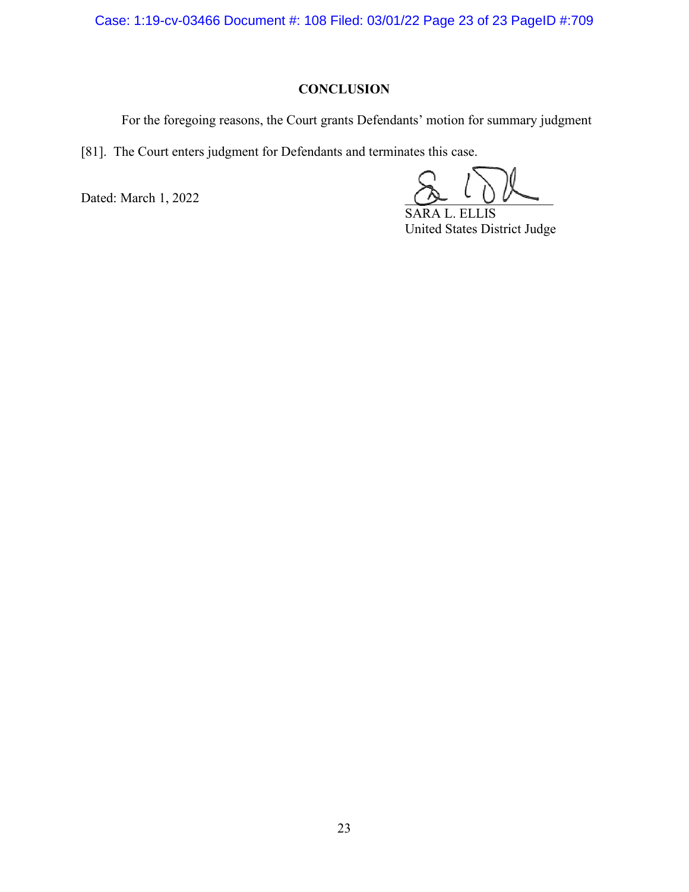## CONCLUSION

For the foregoing reasons, the Court grants Defendants' motion for summary judgment [81]. The Court enters judgment for Defendants and terminates this case.

Dated: March 1, 2022

SARA L. ELLIS
United States District Judge